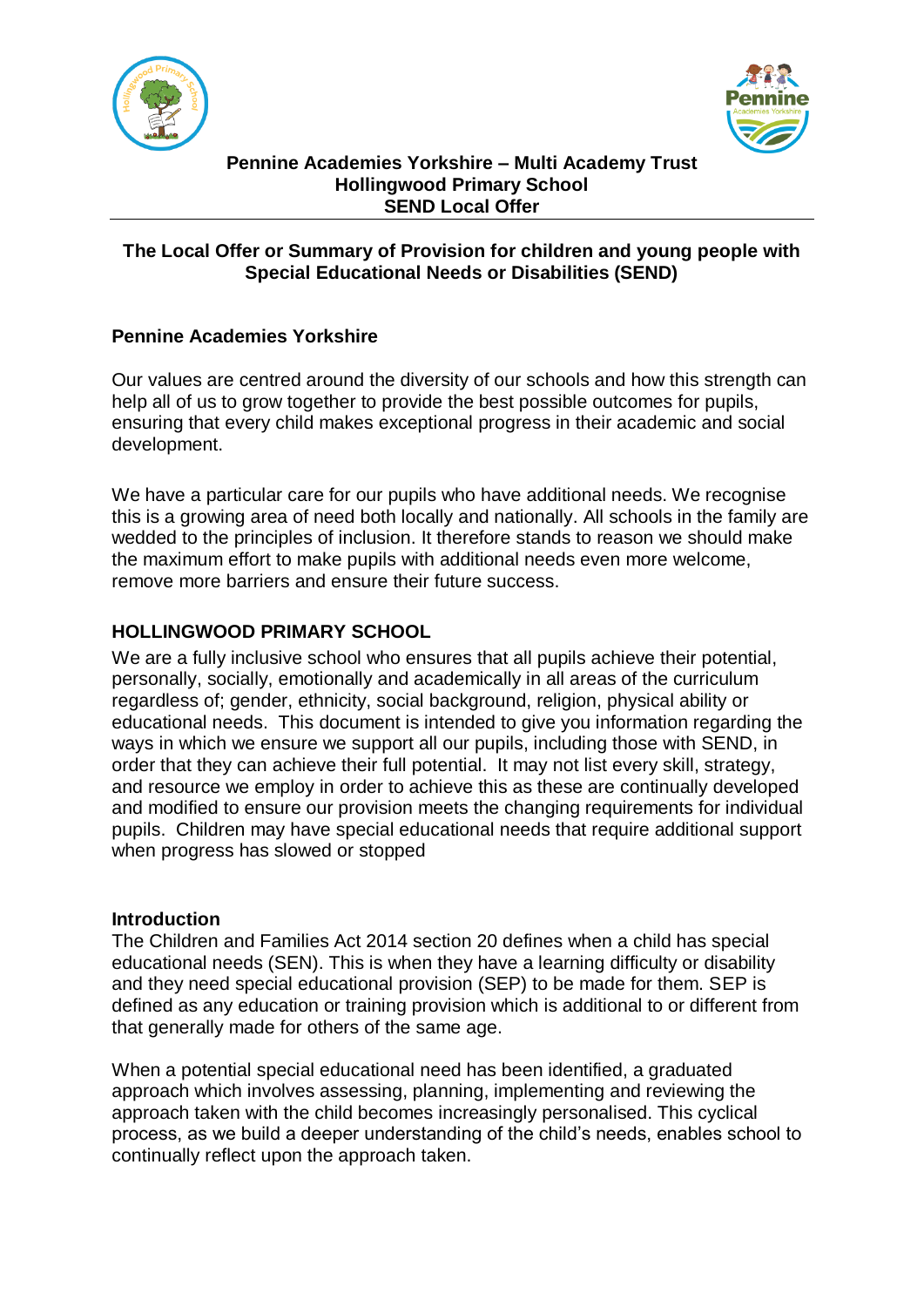# Pennine Academies Yorkshire – Multi Academy Trust
# Hollingwood Primary School
# SEND Local Offer

## The Local Offer or Summary of Provision for children and young people with Special Educational Needs or Disabilities (SEND)

### Pennine Academies Yorkshire

Our values are centred around the diversity of our schools and how this strength can help all of us to grow together to provide the best possible outcomes for pupils, ensuring that every child makes exceptional progress in their academic and social development.

We have a particular care for our pupils who have additional needs. We recognise this is a growing area of need both locally and nationally. All schools in the family are wedded to the principles of inclusion. It therefore stands to reason we should make the maximum effort to make pupils with additional needs even more welcome, remove more barriers and ensure their future success.

### HOLLINGWOOD PRIMARY SCHOOL

We are a fully inclusive school who ensures that all pupils achieve their potential, personally, socially, emotionally and academically in all areas of the curriculum regardless of; gender, ethnicity, social background, religion, physical ability or educational needs. This document is intended to give you information regarding the ways in which we ensure we support all our pupils, including those with SEND, in order that they can achieve their full potential. It may not list every skill, strategy, and resource we employ in order to achieve this as these are continually developed and modified to ensure our provision meets the changing requirements for individual pupils. Children may have special educational needs that require additional support when progress has slowed or stopped

### Introduction

The Children and Families Act 2014 section 20 defines when a child has special educational needs (SEN). This is when they have a learning difficulty or disability and they need special educational provision (SEP) to be made for them. SEP is defined as any education or training provision which is additional to or different from that generally made for others of the same age.

When a potential special educational need has been identified, a graduated approach which involves assessing, planning, implementing and reviewing the approach taken with the child becomes increasingly personalised. This cyclical process, as we build a deeper understanding of the child's needs, enables school to continually reflect upon the approach taken.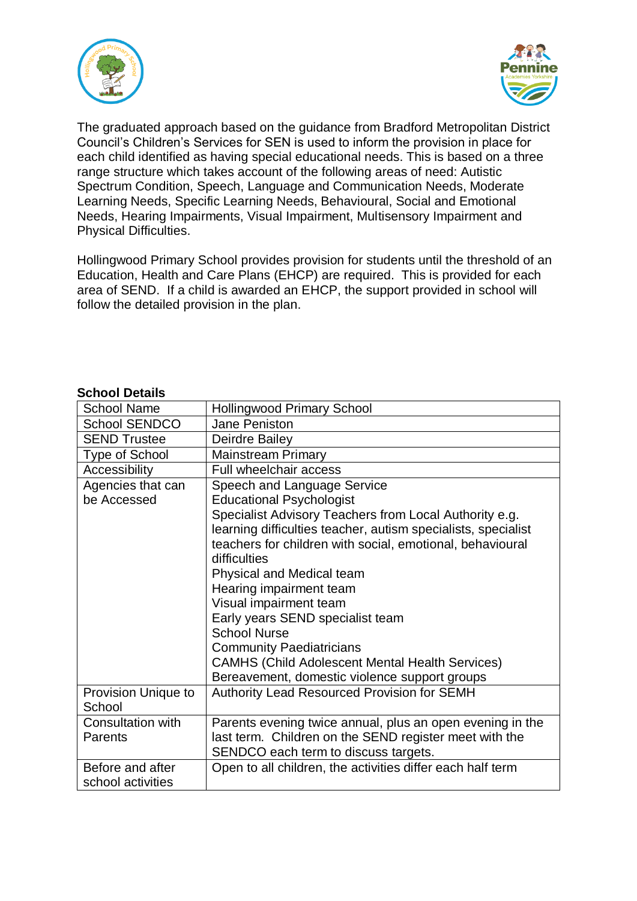The graduated approach based on the guidance from Bradford Metropolitan District Council's Children's Services for SEN is used to inform the provision in place for each child identified as having special educational needs. This is based on a three range structure which takes account of the following areas of need: Autistic Spectrum Condition, Speech, Language and Communication Needs, Moderate Learning Needs, Specific Learning Needs, Behavioural, Social and Emotional Needs, Hearing Impairments, Visual Impairment, Multisensory Impairment and Physical Difficulties.

Hollingwood Primary School provides provision for students until the threshold of an Education, Health and Care Plans (EHCP) are required. This is provided for each area of SEND. If a child is awarded an EHCP, the support provided in school will follow the detailed provision in the plan.

**School Details**

| | |
|---|---|
| School Name | Hollingwood Primary School |
| School SENDCO | Jane Peniston |
| SEND Trustee | Deirdre Bailey |
| Type of School | Mainstream Primary |
| Accessibility | Full wheelchair access |
| Agencies that can be Accessed | Speech and Language Service<br>Educational Psychologist<br>Specialist Advisory Teachers from Local Authority e.g. learning difficulties teacher, autism specialists, specialist teachers for children with social, emotional, behavioural difficulties<br>Physical and Medical team<br>Hearing impairment team<br>Visual impairment team<br>Early years SEND specialist team<br>School Nurse<br>Community Paediatricians<br>CAMHS (Child Adolescent Mental Health Services)<br>Bereavement, domestic violence support groups |
| Provision Unique to School | Authority Lead Resourced Provision for SEMH |
| Consultation with Parents | Parents evening twice annual, plus an open evening in the last term. Children on the SEND register meet with the SENDCO each term to discuss targets. |
| Before and after school activities | Open to all children, the activities differ each half term |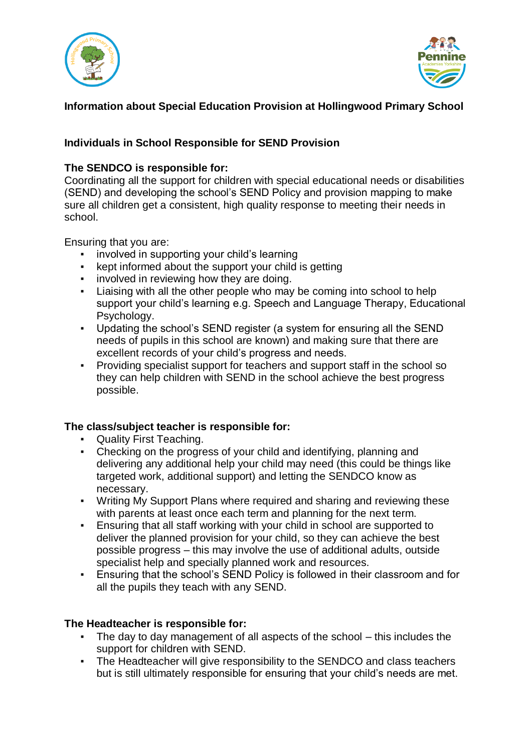**Information about Special Education Provision at Hollingwood Primary School**

**Individuals in School Responsible for SEND Provision**

**The SENDCO is responsible for:**
Coordinating all the support for children with special educational needs or disabilities (SEND) and developing the school's SEND Policy and provision mapping to make sure all children get a consistent, high quality response to meeting their needs in school.

Ensuring that you are:

- involved in supporting your child's learning
- kept informed about the support your child is getting
- involved in reviewing how they are doing.
- Liaising with all the other people who may be coming into school to help support your child's learning e.g. Speech and Language Therapy, Educational Psychology.
- Updating the school's SEND register (a system for ensuring all the SEND needs of pupils in this school are known) and making sure that there are excellent records of your child's progress and needs.
- Providing specialist support for teachers and support staff in the school so they can help children with SEND in the school achieve the best progress possible.

**The class/subject teacher is responsible for:**

- Quality First Teaching.
- Checking on the progress of your child and identifying, planning and delivering any additional help your child may need (this could be things like targeted work, additional support) and letting the SENDCO know as necessary.
- Writing My Support Plans where required and sharing and reviewing these with parents at least once each term and planning for the next term.
- Ensuring that all staff working with your child in school are supported to deliver the planned provision for your child, so they can achieve the best possible progress – this may involve the use of additional adults, outside specialist help and specially planned work and resources.
- Ensuring that the school's SEND Policy is followed in their classroom and for all the pupils they teach with any SEND.

**The Headteacher is responsible for:**

- The day to day management of all aspects of the school – this includes the support for children with SEND.
- The Headteacher will give responsibility to the SENDCO and class teachers but is still ultimately responsible for ensuring that your child's needs are met.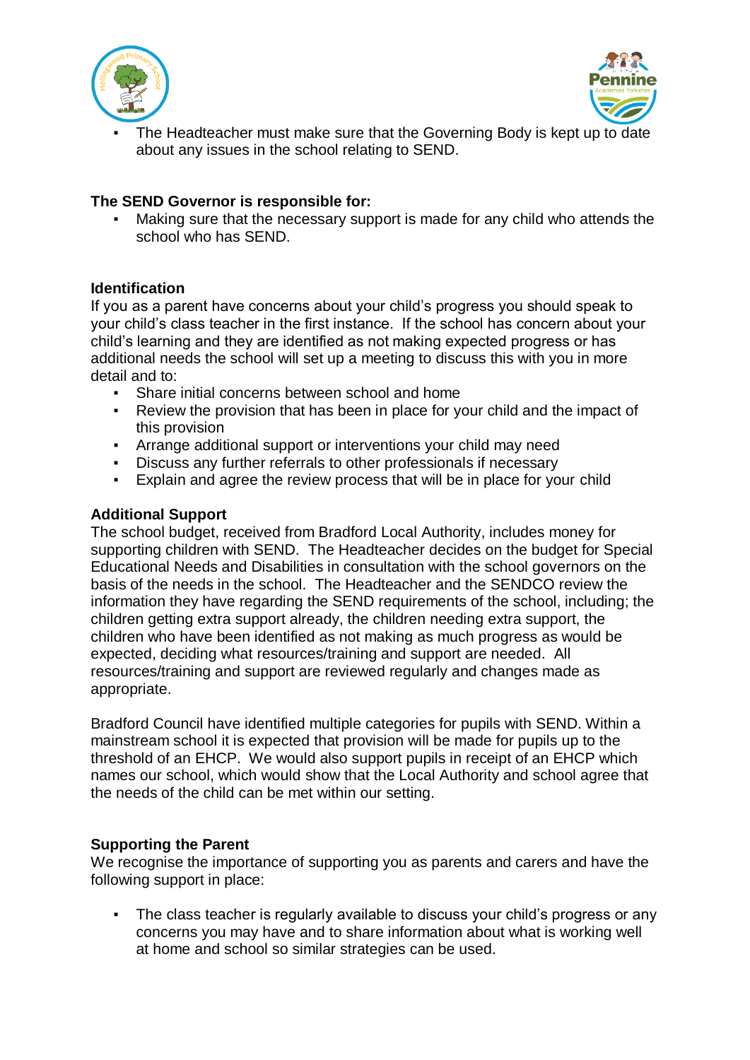- The Headteacher must make sure that the Governing Body is kept up to date about any issues in the school relating to SEND.

**The SEND Governor is responsible for:**

- Making sure that the necessary support is made for any child who attends the school who has SEND.

**Identification**

If you as a parent have concerns about your child's progress you should speak to your child's class teacher in the first instance. If the school has concern about your child's learning and they are identified as not making expected progress or has additional needs the school will set up a meeting to discuss this with you in more detail and to:

- Share initial concerns between school and home
- Review the provision that has been in place for your child and the impact of this provision
- Arrange additional support or interventions your child may need
- Discuss any further referrals to other professionals if necessary
- Explain and agree the review process that will be in place for your child

**Additional Support**

The school budget, received from Bradford Local Authority, includes money for supporting children with SEND. The Headteacher decides on the budget for Special Educational Needs and Disabilities in consultation with the school governors on the basis of the needs in the school. The Headteacher and the SENDCO review the information they have regarding the SEND requirements of the school, including; the children getting extra support already, the children needing extra support, the children who have been identified as not making as much progress as would be expected, deciding what resources/training and support are needed. All resources/training and support are reviewed regularly and changes made as appropriate.

Bradford Council have identified multiple categories for pupils with SEND. Within a mainstream school it is expected that provision will be made for pupils up to the threshold of an EHCP. We would also support pupils in receipt of an EHCP which names our school, which would show that the Local Authority and school agree that the needs of the child can be met within our setting.

**Supporting the Parent**

We recognise the importance of supporting you as parents and carers and have the following support in place:

- The class teacher is regularly available to discuss your child's progress or any concerns you may have and to share information about what is working well at home and school so similar strategies can be used.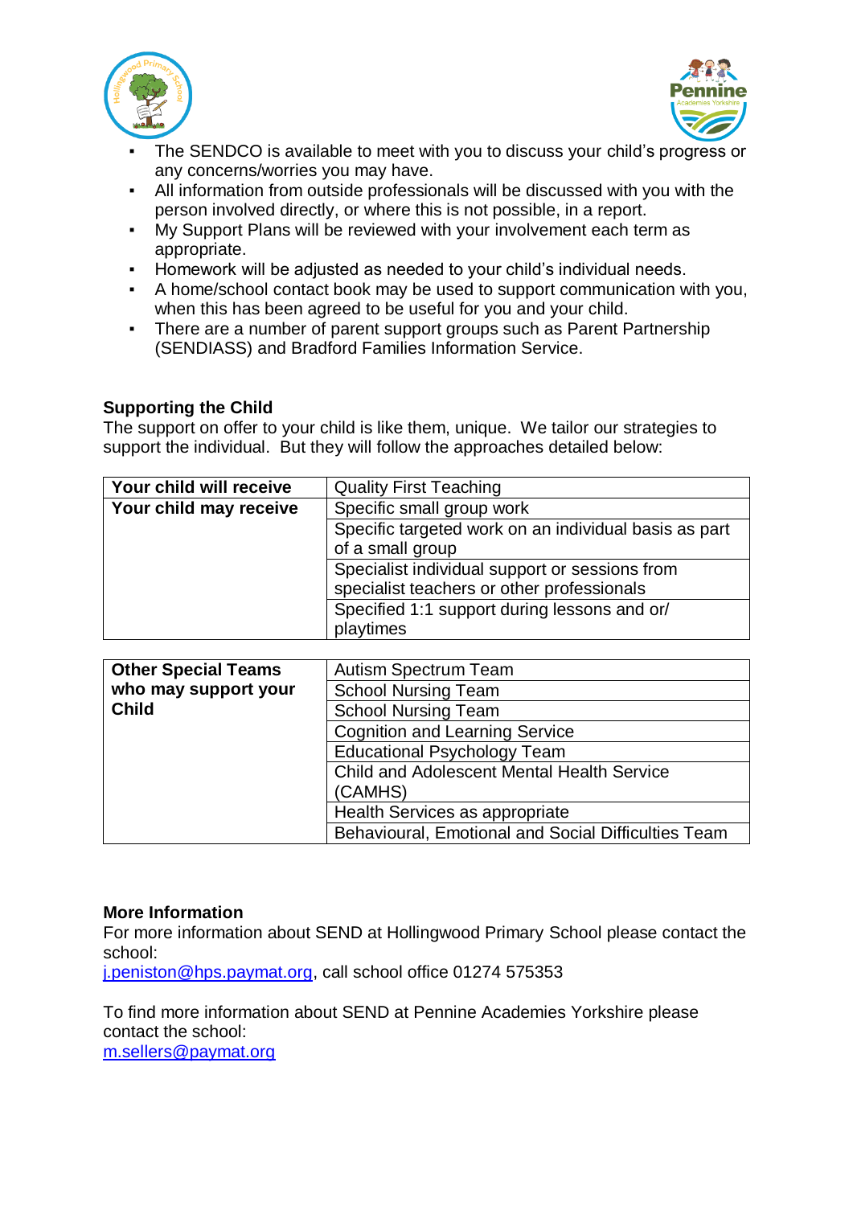- The SENDCO is available to meet with you to discuss your child's progress or any concerns/worries you may have.
- All information from outside professionals will be discussed with you with the person involved directly, or where this is not possible, in a report.
- My Support Plans will be reviewed with your involvement each term as appropriate.
- Homework will be adjusted as needed to your child's individual needs.
- A home/school contact book may be used to support communication with you, when this has been agreed to be useful for you and your child.
- There are a number of parent support groups such as Parent Partnership (SENDIASS) and Bradford Families Information Service.

**Supporting the Child**

The support on offer to your child is like them, unique. We tailor our strategies to support the individual. But they will follow the approaches detailed below:

| | |
|---|---|
| **Your child will receive** | Quality First Teaching |
| **Your child may receive** | Specific small group work |
| | Specific targeted work on an individual basis as part of a small group |
| | Specialist individual support or sessions from specialist teachers or other professionals |
| | Specified 1:1 support during lessons and or/ playtimes |

| | |
|---|---|
| **Other Special Teams who may support your Child** | Autism Spectrum Team |
| | School Nursing Team |
| | School Nursing Team |
| | Cognition and Learning Service |
| | Educational Psychology Team |
| | Child and Adolescent Mental Health Service (CAMHS) |
| | Health Services as appropriate |
| | Behavioural, Emotional and Social Difficulties Team |

**More Information**

For more information about SEND at Hollingwood Primary School please contact the school:
j.peniston@hps.paymat.org, call school office 01274 575353

To find more information about SEND at Pennine Academies Yorkshire please contact the school:
m.sellers@paymat.org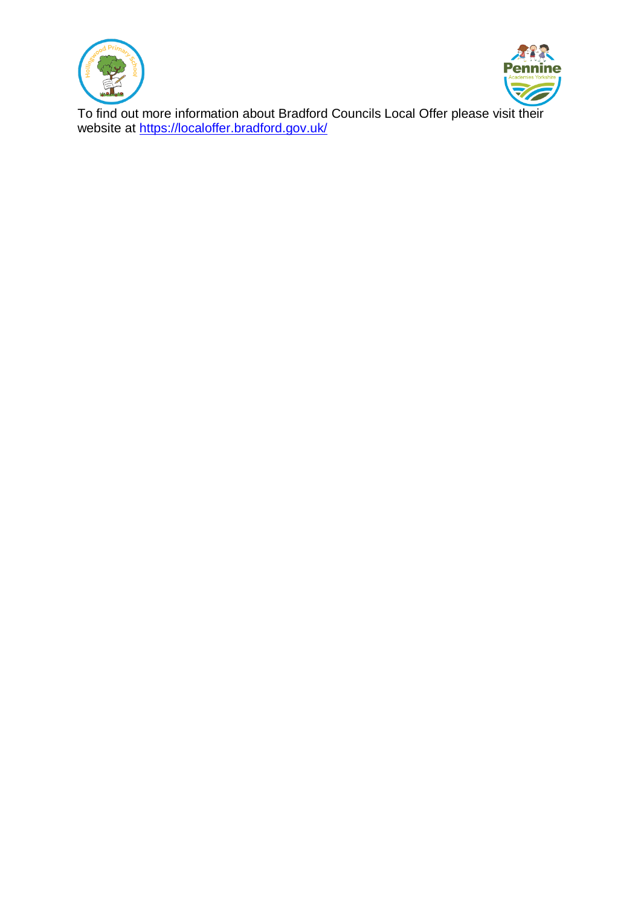To find out more information about Bradford Councils Local Offer please visit their website at https://localoffer.bradford.gov.uk/